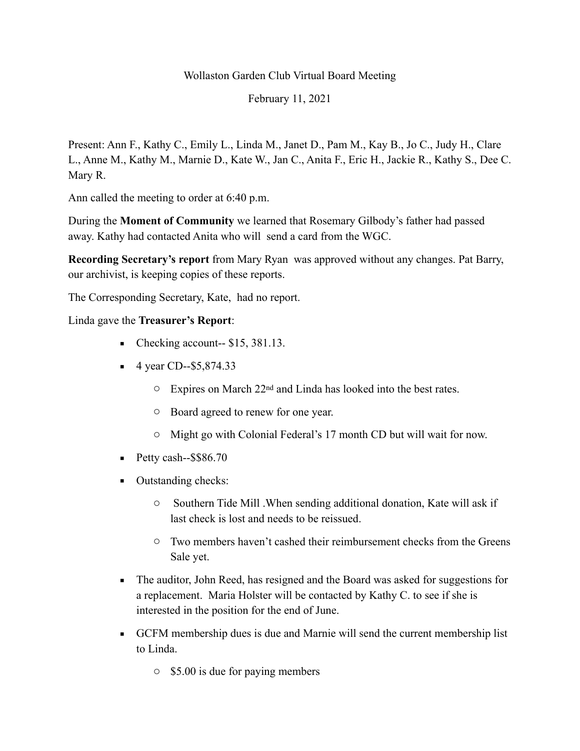Wollaston Garden Club Virtual Board Meeting

February 11, 2021

Present: Ann F., Kathy C., Emily L., Linda M., Janet D., Pam M., Kay B., Jo C., Judy H., Clare L., Anne M., Kathy M., Marnie D., Kate W., Jan C., Anita F., Eric H., Jackie R., Kathy S., Dee C. Mary R.

Ann called the meeting to order at 6:40 p.m.

During the **Moment of Community** we learned that Rosemary Gilbody's father had passed away. Kathy had contacted Anita who will send a card from the WGC.

**Recording Secretary's report** from Mary Ryan was approved without any changes. Pat Barry, our archivist, is keeping copies of these reports.

The Corresponding Secretary, Kate, had no report.

Linda gave the **Treasurer's Report**:

- Checking account-- $15, 381.13.
- 4 year CD--$5,874.33
  - Expires on March 22nd and Linda has looked into the best rates.
  - Board agreed to renew for one year.
  - Might go with Colonial Federal's 17 month CD but will wait for now.
- Petty cash--$$86.70
- Outstanding checks:
  - Southern Tide Mill .When sending additional donation, Kate will ask if last check is lost and needs to be reissued.
  - Two members haven't cashed their reimbursement checks from the Greens Sale yet.
- The auditor, John Reed, has resigned and the Board was asked for suggestions for a replacement. Maria Holster will be contacted by Kathy C. to see if she is interested in the position for the end of June.
- GCFM membership dues is due and Marnie will send the current membership list to Linda.
  - $5.00 is due for paying members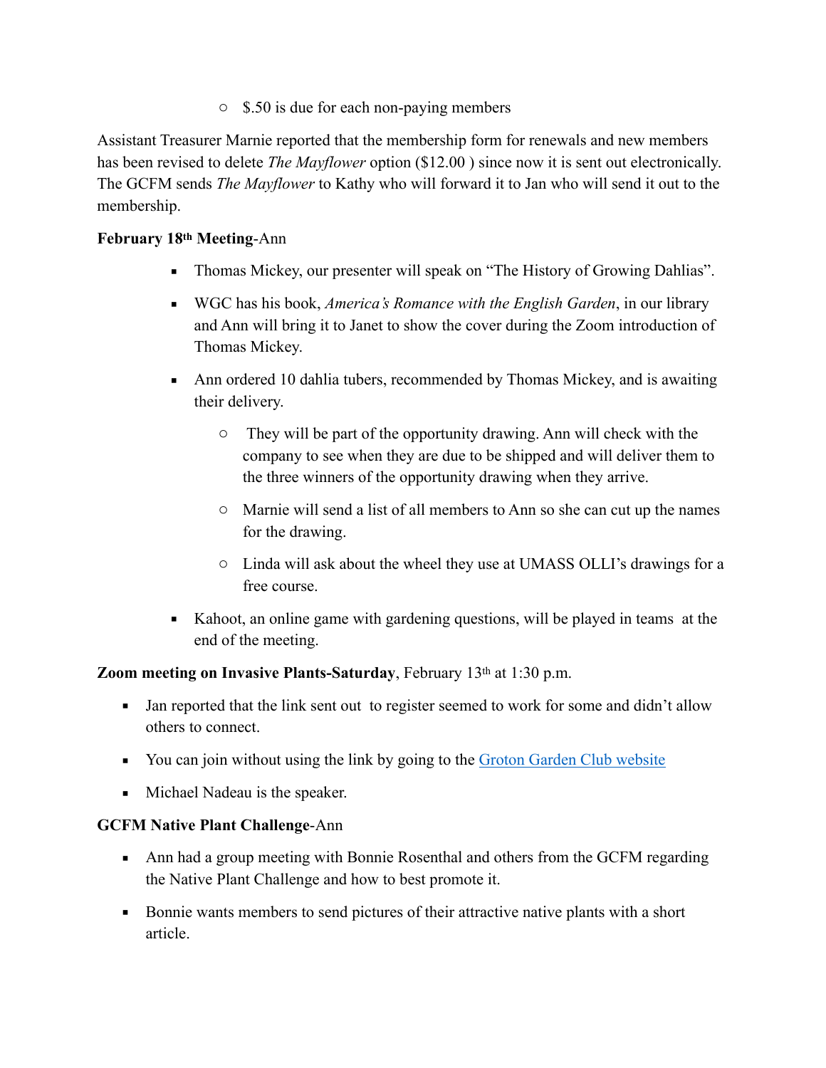- $.50 is due for each non-paying members

Assistant Treasurer Marnie reported that the membership form for renewals and new members has been revised to delete *The Mayflower* option ($12.00 ) since now it is sent out electronically. The GCFM sends *The Mayflower* to Kathy who will forward it to Jan who will send it out to the membership.

**February 18th Meeting**-Ann

- Thomas Mickey, our presenter will speak on "The History of Growing Dahlias".
- WGC has his book, *America's Romance with the English Garden*, in our library and Ann will bring it to Janet to show the cover during the Zoom introduction of Thomas Mickey.
- Ann ordered 10 dahlia tubers, recommended by Thomas Mickey, and is awaiting their delivery.
    - They will be part of the opportunity drawing. Ann will check with the company to see when they are due to be shipped and will deliver them to the three winners of the opportunity drawing when they arrive.
    - Marnie will send a list of all members to Ann so she can cut up the names for the drawing.
    - Linda will ask about the wheel they use at UMASS OLLI's drawings for a free course.
- Kahoot, an online game with gardening questions, will be played in teams at the end of the meeting.

**Zoom meeting on Invasive Plants-Saturday**, February 13th at 1:30 p.m.

- Jan reported that the link sent out to register seemed to work for some and didn't allow others to connect.
- You can join without using the link by going to the Groton Garden Club website
- Michael Nadeau is the speaker.

**GCFM Native Plant Challenge**-Ann

- Ann had a group meeting with Bonnie Rosenthal and others from the GCFM regarding the Native Plant Challenge and how to best promote it.
- Bonnie wants members to send pictures of their attractive native plants with a short article.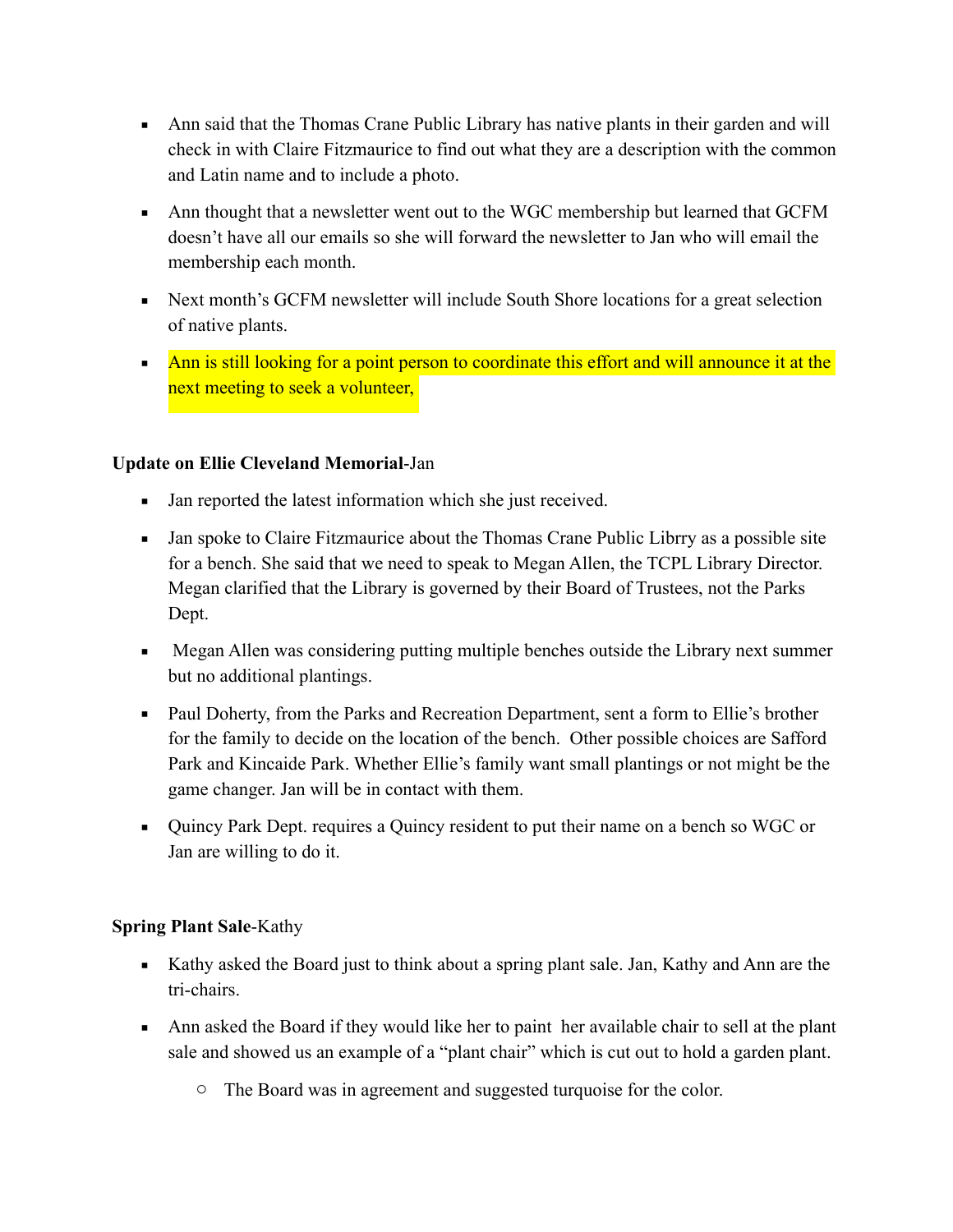- Ann said that the Thomas Crane Public Library has native plants in their garden and will check in with Claire Fitzmaurice to find out what they are a description with the common and Latin name and to include a photo.
- Ann thought that a newsletter went out to the WGC membership but learned that GCFM doesn't have all our emails so she will forward the newsletter to Jan who will email the membership each month.
- Next month's GCFM newsletter will include South Shore locations for a great selection of native plants.
- Ann is still looking for a point person to coordinate this effort and will announce it at the next meeting to seek a volunteer,

**Update on Ellie Cleveland Memorial**-Jan

- Jan reported the latest information which she just received.
- Jan spoke to Claire Fitzmaurice about the Thomas Crane Public Librry as a possible site for a bench. She said that we need to speak to Megan Allen, the TCPL Library Director. Megan clarified that the Library is governed by their Board of Trustees, not the Parks Dept.
- Megan Allen was considering putting multiple benches outside the Library next summer but no additional plantings.
- Paul Doherty, from the Parks and Recreation Department, sent a form to Ellie's brother for the family to decide on the location of the bench. Other possible choices are Safford Park and Kincaide Park. Whether Ellie's family want small plantings or not might be the game changer. Jan will be in contact with them.
- Quincy Park Dept. requires a Quincy resident to put their name on a bench so WGC or Jan are willing to do it.

**Spring Plant Sale**-Kathy

- Kathy asked the Board just to think about a spring plant sale. Jan, Kathy and Ann are the tri-chairs.
- Ann asked the Board if they would like her to paint her available chair to sell at the plant sale and showed us an example of a "plant chair" which is cut out to hold a garden plant.
  - The Board was in agreement and suggested turquoise for the color.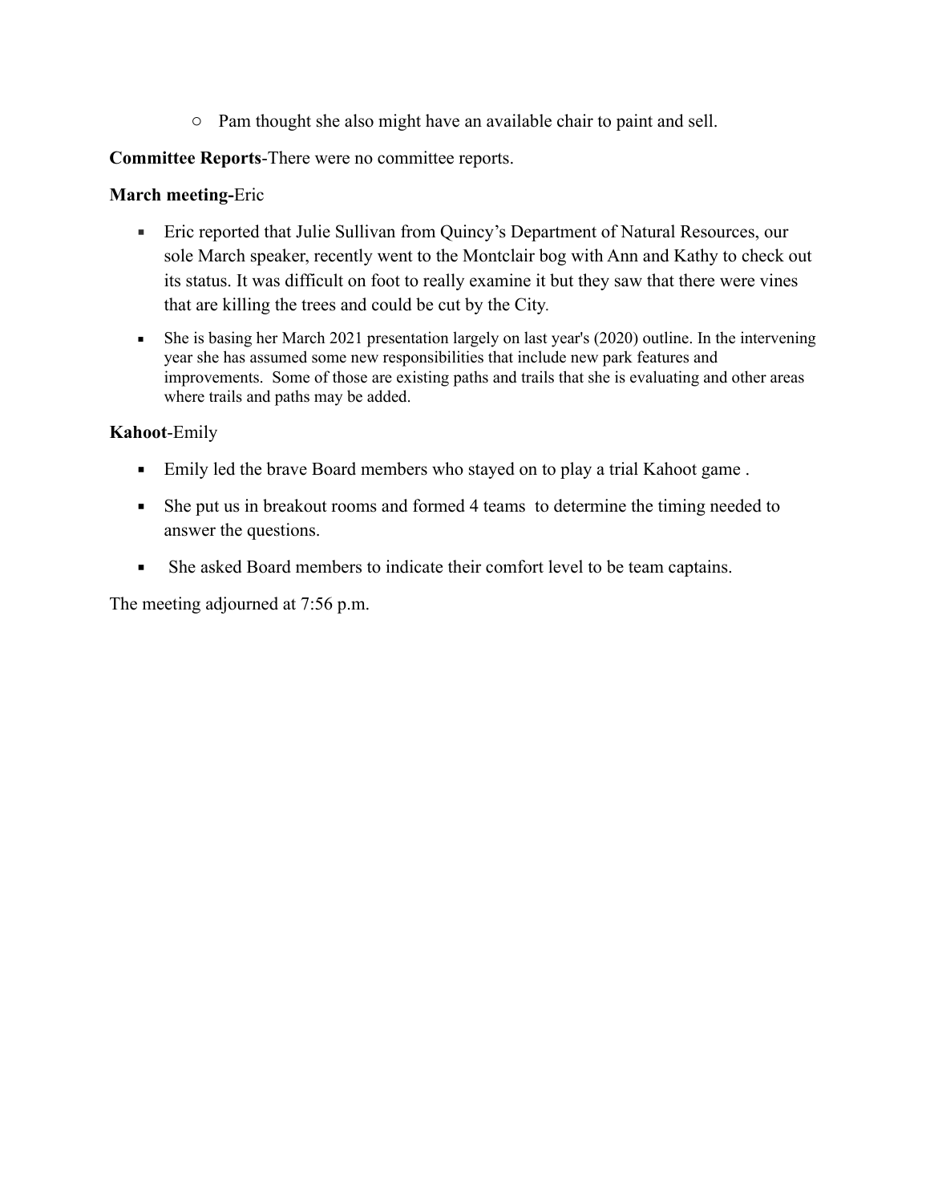- Pam thought she also might have an available chair to paint and sell.

**Committee Reports**-There were no committee reports.

**March meeting-**Eric

- Eric reported that Julie Sullivan from Quincy's Department of Natural Resources, our sole March speaker, recently went to the Montclair bog with Ann and Kathy to check out its status. It was difficult on foot to really examine it but they saw that there were vines that are killing the trees and could be cut by the City.
- She is basing her March 2021 presentation largely on last year's (2020) outline. In the intervening year she has assumed some new responsibilities that include new park features and improvements. Some of those are existing paths and trails that she is evaluating and other areas where trails and paths may be added.

**Kahoot**-Emily

- Emily led the brave Board members who stayed on to play a trial Kahoot game .
- She put us in breakout rooms and formed 4 teams to determine the timing needed to answer the questions.
- She asked Board members to indicate their comfort level to be team captains.

The meeting adjourned at 7:56 p.m.